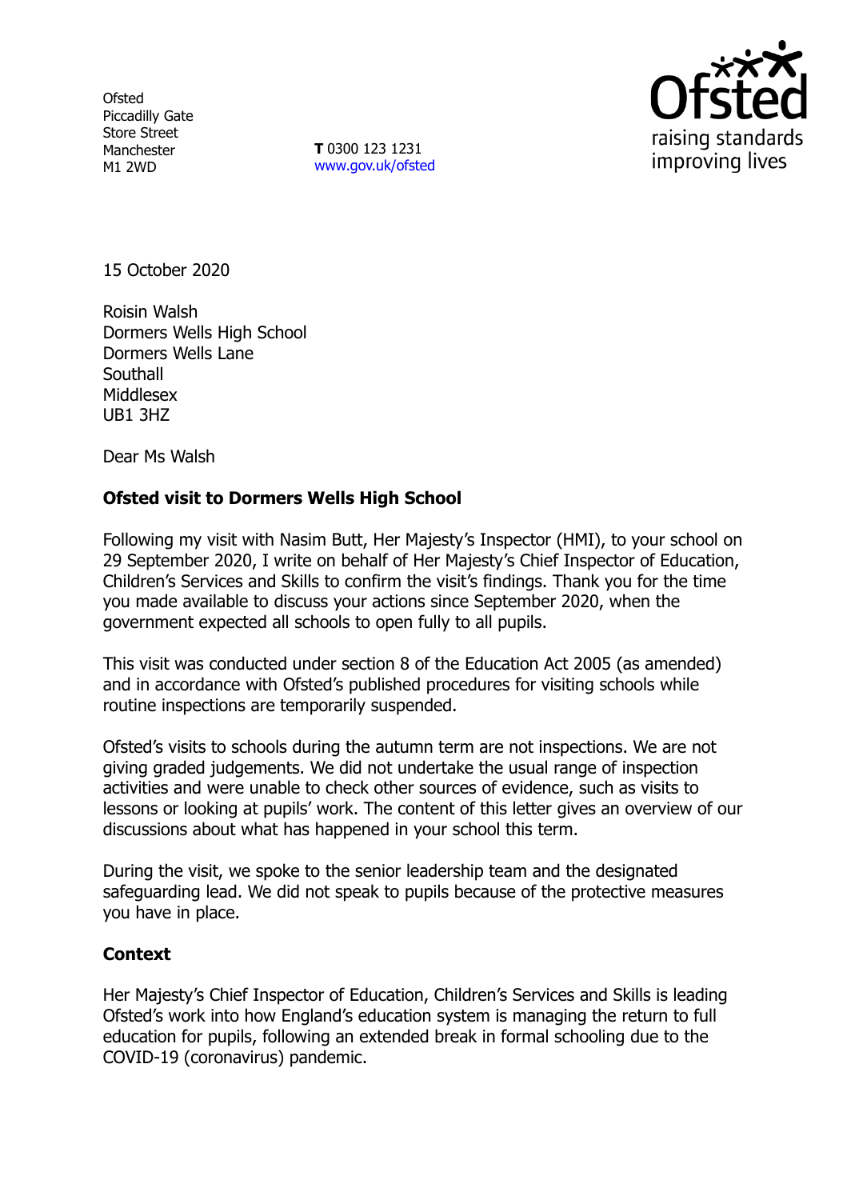Ofsted
Piccadilly Gate
Store Street
Manchester
M1 2WD

**T** 0300 123 1231
www.gov.uk/ofsted

15 October 2020

Roisin Walsh
Dormers Wells High School
Dormers Wells Lane
Southall
Middlesex
UB1 3HZ

Dear Ms Walsh

**Ofsted visit to Dormers Wells High School**

Following my visit with Nasim Butt, Her Majesty's Inspector (HMI), to your school on 29 September 2020, I write on behalf of Her Majesty's Chief Inspector of Education, Children's Services and Skills to confirm the visit's findings. Thank you for the time you made available to discuss your actions since September 2020, when the government expected all schools to open fully to all pupils.

This visit was conducted under section 8 of the Education Act 2005 (as amended) and in accordance with Ofsted's published procedures for visiting schools while routine inspections are temporarily suspended.

Ofsted's visits to schools during the autumn term are not inspections. We are not giving graded judgements. We did not undertake the usual range of inspection activities and were unable to check other sources of evidence, such as visits to lessons or looking at pupils' work. The content of this letter gives an overview of our discussions about what has happened in your school this term.

During the visit, we spoke to the senior leadership team and the designated safeguarding lead. We did not speak to pupils because of the protective measures you have in place.

**Context**

Her Majesty's Chief Inspector of Education, Children's Services and Skills is leading Ofsted's work into how England's education system is managing the return to full education for pupils, following an extended break in formal schooling due to the COVID-19 (coronavirus) pandemic.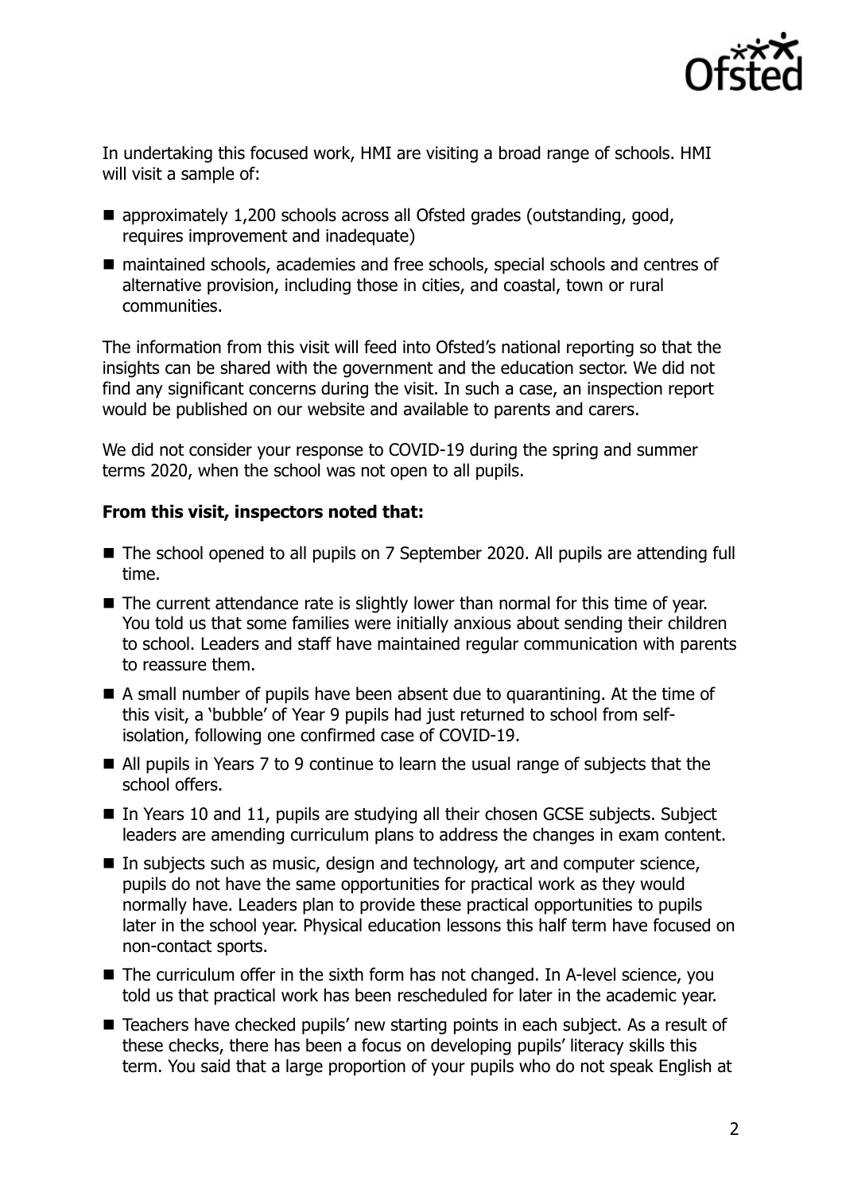In undertaking this focused work, HMI are visiting a broad range of schools. HMI will visit a sample of:

- approximately 1,200 schools across all Ofsted grades (outstanding, good, requires improvement and inadequate)
- maintained schools, academies and free schools, special schools and centres of alternative provision, including those in cities, and coastal, town or rural communities.

The information from this visit will feed into Ofsted's national reporting so that the insights can be shared with the government and the education sector. We did not find any significant concerns during the visit. In such a case, an inspection report would be published on our website and available to parents and carers.

We did not consider your response to COVID-19 during the spring and summer terms 2020, when the school was not open to all pupils.

**From this visit, inspectors noted that:**

- The school opened to all pupils on 7 September 2020. All pupils are attending full time.
- The current attendance rate is slightly lower than normal for this time of year. You told us that some families were initially anxious about sending their children to school. Leaders and staff have maintained regular communication with parents to reassure them.
- A small number of pupils have been absent due to quarantining. At the time of this visit, a 'bubble' of Year 9 pupils had just returned to school from self-isolation, following one confirmed case of COVID-19.
- All pupils in Years 7 to 9 continue to learn the usual range of subjects that the school offers.
- In Years 10 and 11, pupils are studying all their chosen GCSE subjects. Subject leaders are amending curriculum plans to address the changes in exam content.
- In subjects such as music, design and technology, art and computer science, pupils do not have the same opportunities for practical work as they would normally have. Leaders plan to provide these practical opportunities to pupils later in the school year. Physical education lessons this half term have focused on non-contact sports.
- The curriculum offer in the sixth form has not changed. In A-level science, you told us that practical work has been rescheduled for later in the academic year.
- Teachers have checked pupils' new starting points in each subject. As a result of these checks, there has been a focus on developing pupils' literacy skills this term. You said that a large proportion of your pupils who do not speak English at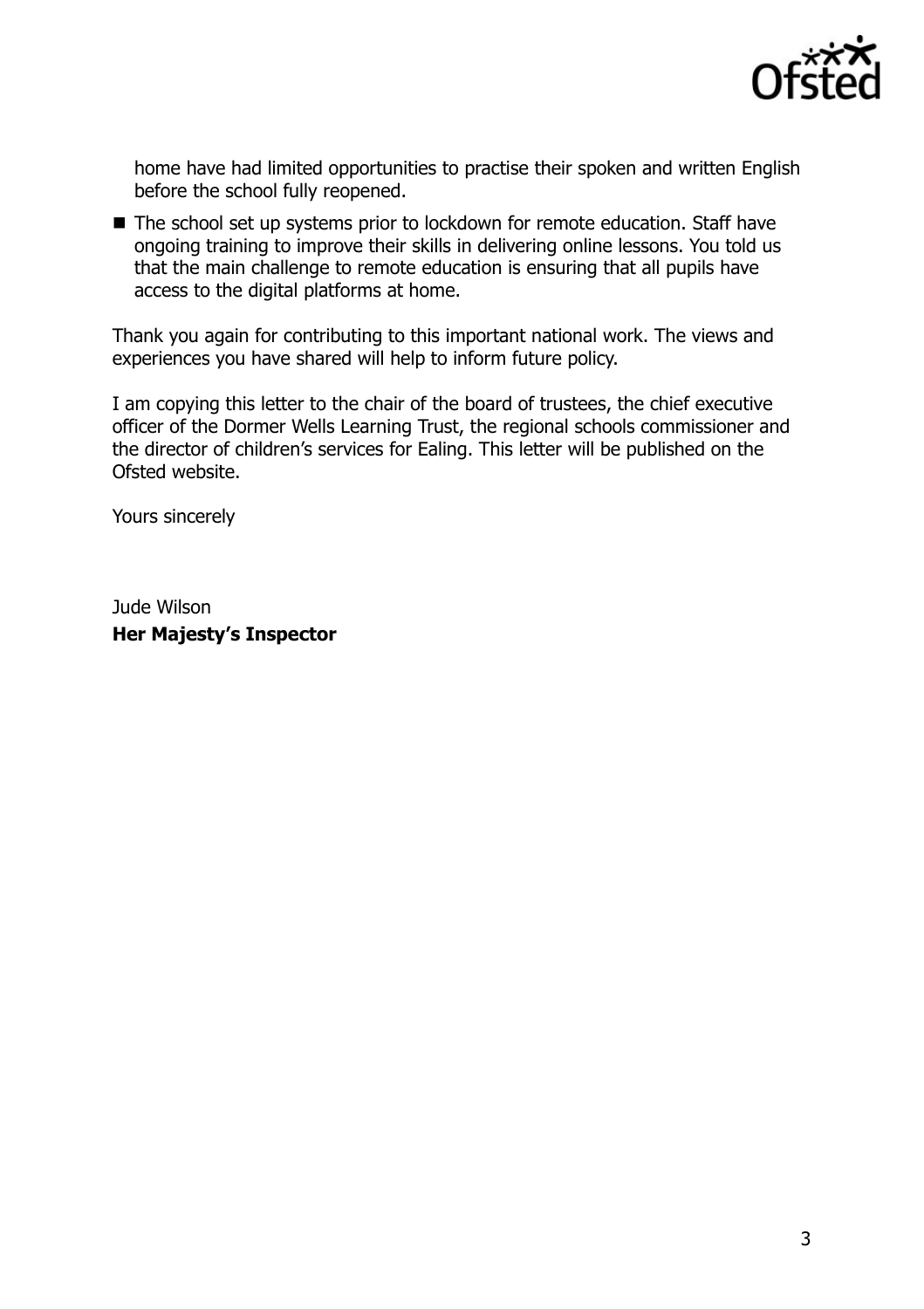home have had limited opportunities to practise their spoken and written English before the school fully reopened.

- The school set up systems prior to lockdown for remote education. Staff have ongoing training to improve their skills in delivering online lessons. You told us that the main challenge to remote education is ensuring that all pupils have access to the digital platforms at home.

Thank you again for contributing to this important national work. The views and experiences you have shared will help to inform future policy.

I am copying this letter to the chair of the board of trustees, the chief executive officer of the Dormer Wells Learning Trust, the regional schools commissioner and the director of children's services for Ealing. This letter will be published on the Ofsted website.

Yours sincerely

Jude Wilson
**Her Majesty's Inspector**